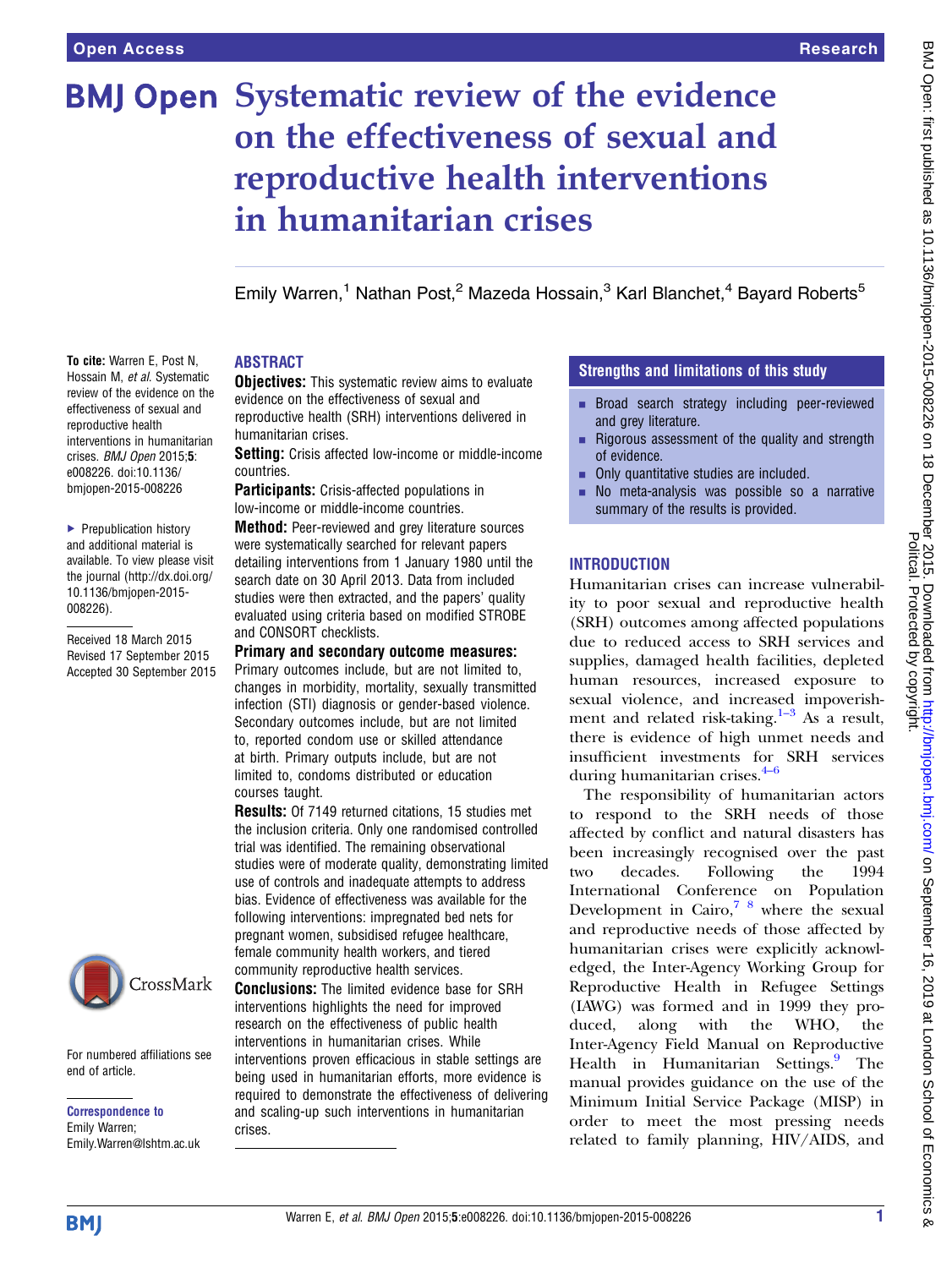# Systematic review of the evidence on the effectiveness of sexual and reproductive health interventions in humanitarian crises

Emily Warren,[1] Nathan Post,[2] Mazeda Hossain,[3] Karl Blanchet,[4] Bayard Roberts[5]

**To cite:** Warren E, Post N, Hossain M, *et al*. Systematic review of the evidence on the effectiveness of sexual and reproductive health interventions in humanitarian crises. *BMJ Open* 2015;**5**: e008226. doi:10.1136/bmjopen-2015-008226

▶ Prepublication history and additional material is available. To view please visit the journal (http://dx.doi.org/10.1136/bmjopen-2015-008226).

Received 18 March 2015
Revised 17 September 2015
Accepted 30 September 2015

For numbered affiliations see end of article.

**Correspondence to**
Emily Warren;
Emily.Warren@lshtm.ac.uk

## ABSTRACT

**Objectives:** This systematic review aims to evaluate evidence on the effectiveness of sexual and reproductive health (SRH) interventions delivered in humanitarian crises.

**Setting:** Crisis affected low-income or middle-income countries.

**Participants:** Crisis-affected populations in low-income or middle-income countries.

**Method:** Peer-reviewed and grey literature sources were systematically searched for relevant papers detailing interventions from 1 January 1980 until the search date on 30 April 2013. Data from included studies were then extracted, and the papers' quality evaluated using criteria based on modified STROBE and CONSORT checklists.

**Primary and secondary outcome measures:** Primary outcomes include, but are not limited to, changes in morbidity, mortality, sexually transmitted infection (STI) diagnosis or gender-based violence. Secondary outcomes include, but are not limited to, reported condom use or skilled attendance at birth. Primary outputs include, but are not limited to, condoms distributed or education courses taught.

**Results:** Of 7149 returned citations, 15 studies met the inclusion criteria. Only one randomised controlled trial was identified. The remaining observational studies were of moderate quality, demonstrating limited use of controls and inadequate attempts to address bias. Evidence of effectiveness was available for the following interventions: impregnated bed nets for pregnant women, subsidised refugee healthcare, female community health workers, and tiered community reproductive health services.

**Conclusions:** The limited evidence base for SRH interventions highlights the need for improved research on the effectiveness of public health interventions in humanitarian crises. While interventions proven efficacious in stable settings are being used in humanitarian efforts, more evidence is required to demonstrate the effectiveness of delivering and scaling-up such interventions in humanitarian crises.

## Strengths and limitations of this study

- Broad search strategy including peer-reviewed and grey literature.
- Rigorous assessment of the quality and strength of evidence.
- Only quantitative studies are included.
- No meta-analysis was possible so a narrative summary of the results is provided.

## INTRODUCTION

Humanitarian crises can increase vulnerability to poor sexual and reproductive health (SRH) outcomes among affected populations due to reduced access to SRH services and supplies, damaged health facilities, depleted human resources, increased exposure to sexual violence, and increased impoverishment and related risk-taking.[1–3] As a result, there is evidence of high unmet needs and insufficient investments for SRH services during humanitarian crises.[4–6]

The responsibility of humanitarian actors to respond to the SRH needs of those affected by conflict and natural disasters has been increasingly recognised over the past two decades. Following the 1994 International Conference on Population Development in Cairo,[7 8] where the sexual and reproductive needs of those affected by humanitarian crises were explicitly acknowledged, the Inter-Agency Working Group for Reproductive Health in Refugee Settings (IAWG) was formed and in 1999 they produced, along with the WHO, the Inter-Agency Field Manual on Reproductive Health in Humanitarian Settings.[9] The manual provides guidance on the use of the Minimum Initial Service Package (MISP) in order to meet the most pressing needs related to family planning, HIV/AIDS, and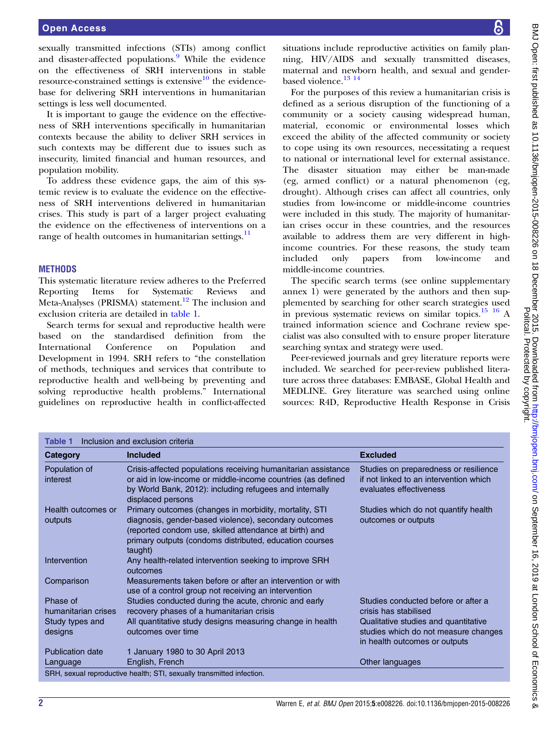sexually transmitted infections (STIs) among conflict and disaster-affected populations.[9] While the evidence on the effectiveness of SRH interventions in stable resource-constrained settings is extensive[10] the evidence-base for delivering SRH interventions in humanitarian settings is less well documented.

It is important to gauge the evidence on the effectiveness of SRH interventions specifically in humanitarian contexts because the ability to deliver SRH services in such contexts may be different due to issues such as insecurity, limited financial and human resources, and population mobility.

To address these evidence gaps, the aim of this systemic review is to evaluate the evidence on the effectiveness of SRH interventions delivered in humanitarian crises. This study is part of a larger project evaluating the evidence on the effectiveness of interventions on a range of health outcomes in humanitarian settings.[11]

## METHODS

This systematic literature review adheres to the Preferred Reporting Items for Systematic Reviews and Meta-Analyses (PRISMA) statement.[12] The inclusion and exclusion criteria are detailed in table 1.

Search terms for sexual and reproductive health were based on the standardised definition from the International Conference on Population and Development in 1994. SRH refers to "the constellation of methods, techniques and services that contribute to reproductive health and well-being by preventing and solving reproductive health problems." International guidelines on reproductive health in conflict-affected situations include reproductive activities on family planning, HIV/AIDS and sexually transmitted diseases, maternal and newborn health, and sexual and gender-based violence.[13 14]

For the purposes of this review a humanitarian crisis is defined as a serious disruption of the functioning of a community or a society causing widespread human, material, economic or environmental losses which exceed the ability of the affected community or society to cope using its own resources, necessitating a request to national or international level for external assistance. The disaster situation may either be man-made (eg, armed conflict) or a natural phenomenon (eg, drought). Although crises can affect all countries, only studies from low-income or middle-income countries were included in this study. The majority of humanitarian crises occur in these countries, and the resources available to address them are very different in high-income countries. For these reasons, the study team included only papers from low-income and middle-income countries.

The specific search terms (see online supplementary annex 1) were generated by the authors and then supplemented by searching for other search strategies used in previous systematic reviews on similar topics.[15 16] A trained information science and Cochrane review specialist was also consulted with to ensure proper literature searching syntax and strategy were used.

Peer-reviewed journals and grey literature reports were included. We searched for peer-review published literature across three databases: EMBASE, Global Health and MEDLINE. Grey literature was searched using online sources: R4D, Reproductive Health Response in Crisis

**Table 1** Inclusion and exclusion criteria

| Category | Included | Excluded |
|---|---|---|
| Population of interest | Crisis-affected populations receiving humanitarian assistance or aid in low-income or middle-income countries (as defined by World Bank, 2012): including refugees and internally displaced persons | Studies on preparedness or resilience if not linked to an intervention which evaluates effectiveness |
| Health outcomes or outputs | Primary outcomes (changes in morbidity, mortality, STI diagnosis, gender-based violence), secondary outcomes (reported condom use, skilled attendance at birth) and primary outputs (condoms distributed, education courses taught) | Studies which do not quantify health outcomes or outputs |
| Intervention | Any health-related intervention seeking to improve SRH outcomes | |
| Comparison | Measurements taken before or after an intervention or with use of a control group not receiving an intervention | |
| Phase of humanitarian crises | Studies conducted during the acute, chronic and early recovery phases of a humanitarian crisis | Studies conducted before or after a crisis has stabilised |
| Study types and designs | All quantitative study designs measuring change in health outcomes over time | Qualitative studies and quantitative studies which do not measure changes in health outcomes or outputs |
| Publication date | 1 January 1980 to 30 April 2013 | |
| Language | English, French | Other languages |

SRH, sexual reproductive health; STI, sexually transmitted infection.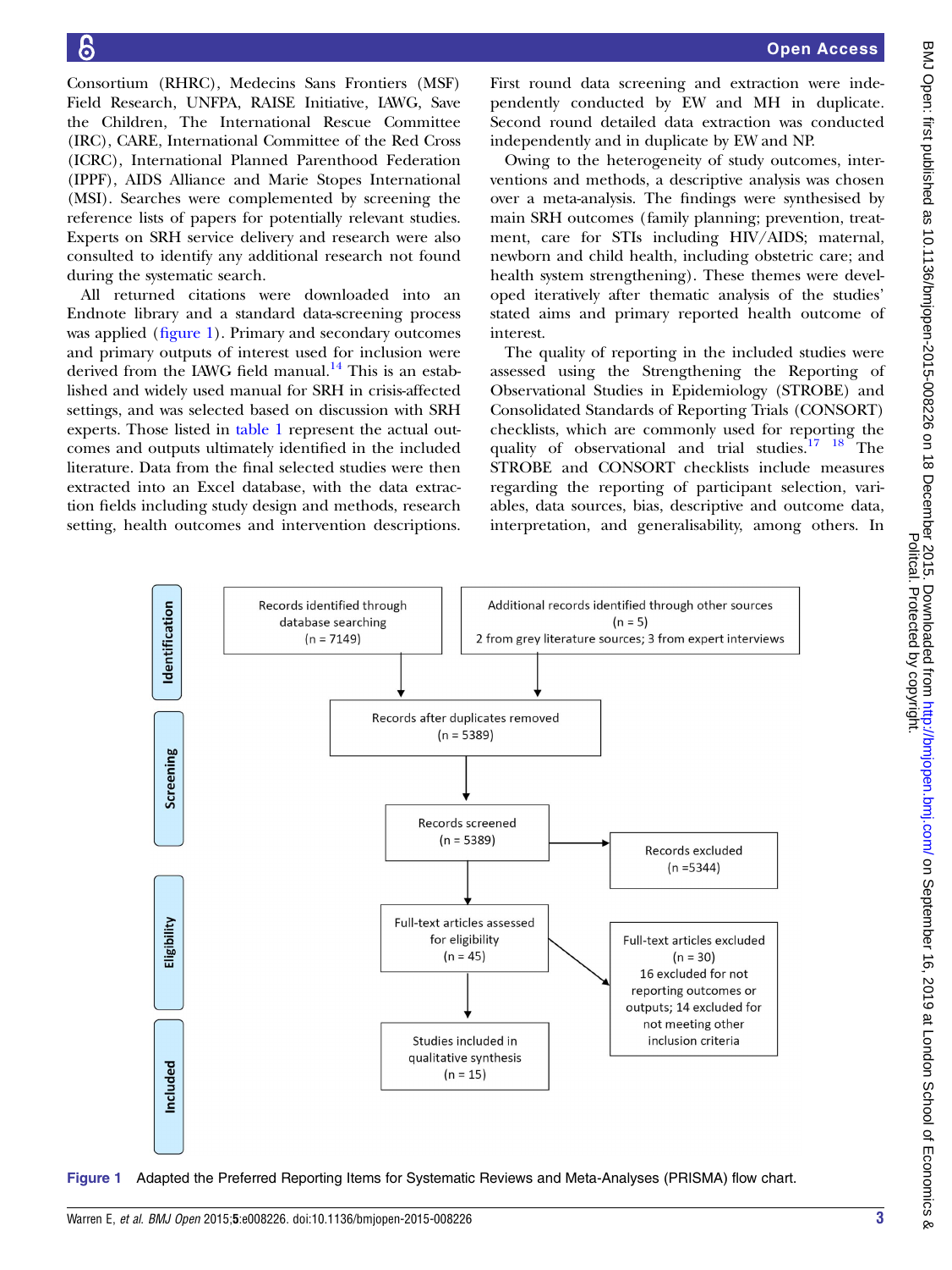Consortium (RHRC), Medecins Sans Frontiers (MSF) Field Research, UNFPA, RAISE Initiative, IAWG, Save the Children, The International Rescue Committee (IRC), CARE, International Committee of the Red Cross (ICRC), International Planned Parenthood Federation (IPPF), AIDS Alliance and Marie Stopes International (MSI). Searches were complemented by screening the reference lists of papers for potentially relevant studies. Experts on SRH service delivery and research were also consulted to identify any additional research not found during the systematic search.

All returned citations were downloaded into an Endnote library and a standard data-screening process was applied (figure 1). Primary and secondary outcomes and primary outputs of interest used for inclusion were derived from the IAWG field manual.[14] This is an established and widely used manual for SRH in crisis-affected settings, and was selected based on discussion with SRH experts. Those listed in table 1 represent the actual outcomes and outputs ultimately identified in the included literature. Data from the final selected studies were then extracted into an Excel database, with the data extraction fields including study design and methods, research setting, health outcomes and intervention descriptions.

First round data screening and extraction were independently conducted by EW and MH in duplicate. Second round detailed data extraction was conducted independently and in duplicate by EW and NP.

Owing to the heterogeneity of study outcomes, interventions and methods, a descriptive analysis was chosen over a meta-analysis. The findings were synthesised by main SRH outcomes (family planning; prevention, treatment, care for STIs including HIV/AIDS; maternal, newborn and child health, including obstetric care; and health system strengthening). These themes were developed iteratively after thematic analysis of the studies' stated aims and primary reported health outcome of interest.

The quality of reporting in the included studies were assessed using the Strengthening the Reporting of Observational Studies in Epidemiology (STROBE) and Consolidated Standards of Reporting Trials (CONSORT) checklists, which are commonly used for reporting the quality of observational and trial studies.[17] [18] The STROBE and CONSORT checklists include measures regarding the reporting of participant selection, variables, data sources, bias, descriptive and outcome data, interpretation, and generalisability, among others. In

**Identification**

Records identified through database searching (n = 7149)

Additional records identified through other sources (n = 5)
2 from grey literature sources; 3 from expert interviews

**Screening**

Records after duplicates removed (n = 5389)

Records screened (n = 5389) → Records excluded (n =5344)

**Eligibility**

Full-text articles assessed for eligibility (n = 45) → Full-text articles excluded (n = 30)
16 excluded for not reporting outcomes or outputs; 14 excluded for not meeting other inclusion criteria

**Included**

Studies included in qualitative synthesis (n = 15)

**Figure 1** Adapted the Preferred Reporting Items for Systematic Reviews and Meta-Analyses (PRISMA) flow chart.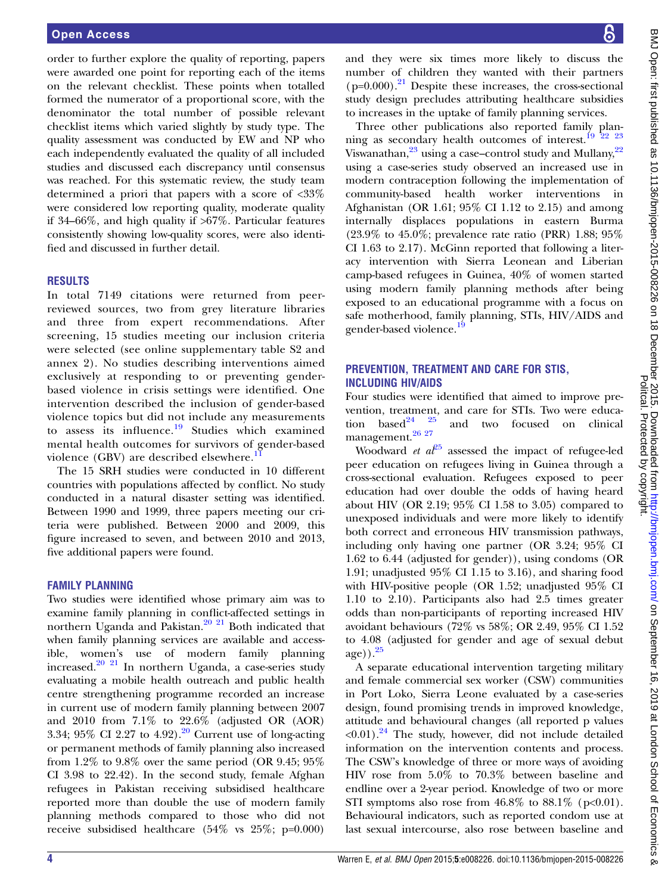order to further explore the quality of reporting, papers were awarded one point for reporting each of the items on the relevant checklist. These points when totalled formed the numerator of a proportional score, with the denominator the total number of possible relevant checklist items which varied slightly by study type. The quality assessment was conducted by EW and NP who each independently evaluated the quality of all included studies and discussed each discrepancy until consensus was reached. For this systematic review, the study team determined a priori that papers with a score of <33% were considered low reporting quality, moderate quality if 34–66%, and high quality if >67%. Particular features consistently showing low-quality scores, were also identified and discussed in further detail.

## RESULTS

In total 7149 citations were returned from peer-reviewed sources, two from grey literature libraries and three from expert recommendations. After screening, 15 studies meeting our inclusion criteria were selected (see online supplementary table S2 and annex 2). No studies describing interventions aimed exclusively at responding to or preventing gender-based violence in crisis settings were identified. One intervention described the inclusion of gender-based violence topics but did not include any measurements to assess its influence.[19] Studies which examined mental health outcomes for survivors of gender-based violence (GBV) are described elsewhere.[11]

The 15 SRH studies were conducted in 10 different countries with populations affected by conflict. No study conducted in a natural disaster setting was identified. Between 1990 and 1999, three papers meeting our criteria were published. Between 2000 and 2009, this figure increased to seven, and between 2010 and 2013, five additional papers were found.

## FAMILY PLANNING

Two studies were identified whose primary aim was to examine family planning in conflict-affected settings in northern Uganda and Pakistan.[20 21] Both indicated that when family planning services are available and accessible, women's use of modern family planning increased.[20 21] In northern Uganda, a case-series study evaluating a mobile health outreach and public health centre strengthening programme recorded an increase in current use of modern family planning between 2007 and 2010 from 7.1% to 22.6% (adjusted OR (AOR) 3.34; 95% CI 2.27 to 4.92).[20] Current use of long-acting or permanent methods of family planning also increased from 1.2% to 9.8% over the same period (OR 9.45; 95% CI 3.98 to 22.42). In the second study, female Afghan refugees in Pakistan receiving subsidised healthcare reported more than double the use of modern family planning methods compared to those who did not receive subsidised healthcare (54% vs 25%; p=0.000) and they were six times more likely to discuss the number of children they wanted with their partners (p=0.000).[21] Despite these increases, the cross-sectional study design precludes attributing healthcare subsidies to increases in the uptake of family planning services.

Three other publications also reported family planning as secondary health outcomes of interest.[19 22 23] Viswanathan,[23] using a case–control study and Mullany,[22] using a case-series study observed an increased use in modern contraception following the implementation of community-based health worker interventions in Afghanistan (OR 1.61; 95% CI 1.12 to 2.15) and among internally displaces populations in eastern Burma (23.9% to 45.0%; prevalence rate ratio (PRR) 1.88; 95% CI 1.63 to 2.17). McGinn reported that following a literacy intervention with Sierra Leonean and Liberian camp-based refugees in Guinea, 40% of women started using modern family planning methods after being exposed to an educational programme with a focus on safe motherhood, family planning, STIs, HIV/AIDS and gender-based violence.[19]

## PREVENTION, TREATMENT AND CARE FOR STIS, INCLUDING HIV/AIDS

Four studies were identified that aimed to improve prevention, treatment, and care for STIs. Two were education based[24 25] and two focused on clinical management.[26 27]

Woodward *et al*[25] assessed the impact of refugee-led peer education on refugees living in Guinea through a cross-sectional evaluation. Refugees exposed to peer education had over double the odds of having heard about HIV (OR 2.19; 95% CI 1.58 to 3.05) compared to unexposed individuals and were more likely to identify both correct and erroneous HIV transmission pathways, including only having one partner (OR 3.24; 95% CI 1.62 to 6.44 (adjusted for gender)), using condoms (OR 1.91; unadjusted 95% CI 1.15 to 3.16), and sharing food with HIV-positive people (OR 1.52; unadjusted 95% CI 1.10 to 2.10). Participants also had 2.5 times greater odds than non-participants of reporting increased HIV avoidant behaviours (72% vs 58%; OR 2.49, 95% CI 1.52 to 4.08 (adjusted for gender and age of sexual debut age)).[25]

A separate educational intervention targeting military and female commercial sex worker (CSW) communities in Port Loko, Sierra Leone evaluated by a case-series design, found promising trends in improved knowledge, attitude and behavioural changes (all reported p values <0.01).[24] The study, however, did not include detailed information on the intervention contents and process. The CSW's knowledge of three or more ways of avoiding HIV rose from 5.0% to 70.3% between baseline and endline over a 2-year period. Knowledge of two or more STI symptoms also rose from 46.8% to 88.1% (p<0.01). Behavioural indicators, such as reported condom use at last sexual intercourse, also rose between baseline and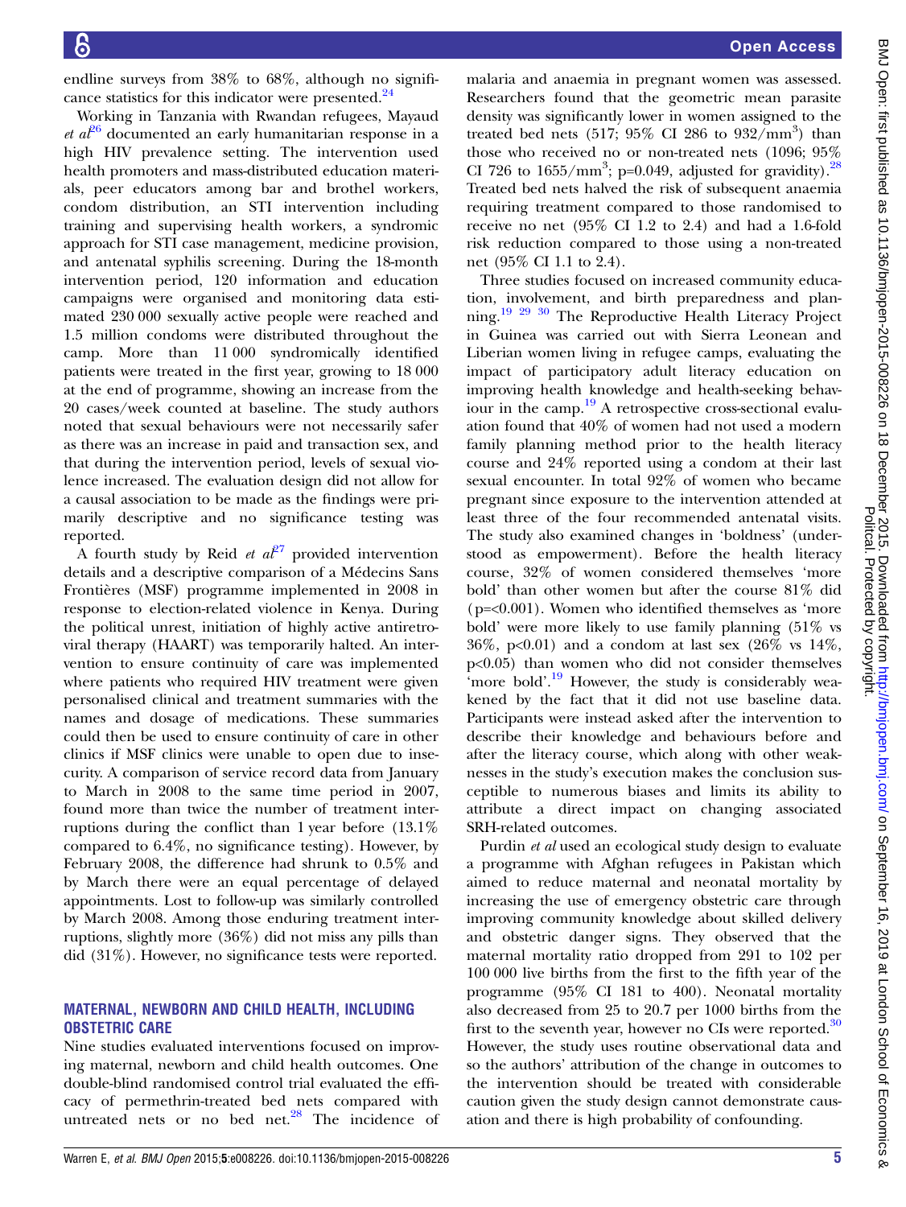endline surveys from 38% to 68%, although no significance statistics for this indicator were presented.[24]

Working in Tanzania with Rwandan refugees, Mayaud *et al*[26] documented an early humanitarian response in a high HIV prevalence setting. The intervention used health promoters and mass-distributed education materials, peer educators among bar and brothel workers, condom distribution, an STI intervention including training and supervising health workers, a syndromic approach for STI case management, medicine provision, and antenatal syphilis screening. During the 18-month intervention period, 120 information and education campaigns were organised and monitoring data estimated 230 000 sexually active people were reached and 1.5 million condoms were distributed throughout the camp. More than 11 000 syndromically identified patients were treated in the first year, growing to 18 000 at the end of programme, showing an increase from the 20 cases/week counted at baseline. The study authors noted that sexual behaviours were not necessarily safer as there was an increase in paid and transaction sex, and that during the intervention period, levels of sexual violence increased. The evaluation design did not allow for a causal association to be made as the findings were primarily descriptive and no significance testing was reported.

A fourth study by Reid *et al*[27] provided intervention details and a descriptive comparison of a Médecins Sans Frontières (MSF) programme implemented in 2008 in response to election-related violence in Kenya. During the political unrest, initiation of highly active antiretroviral therapy (HAART) was temporarily halted. An intervention to ensure continuity of care was implemented where patients who required HIV treatment were given personalised clinical and treatment summaries with the names and dosage of medications. These summaries could then be used to ensure continuity of care in other clinics if MSF clinics were unable to open due to insecurity. A comparison of service record data from January to March in 2008 to the same time period in 2007, found more than twice the number of treatment interruptions during the conflict than 1 year before (13.1% compared to 6.4%, no significance testing). However, by February 2008, the difference had shrunk to 0.5% and by March there were an equal percentage of delayed appointments. Lost to follow-up was similarly controlled by March 2008. Among those enduring treatment interruptions, slightly more (36%) did not miss any pills than did (31%). However, no significance tests were reported.

## MATERNAL, NEWBORN AND CHILD HEALTH, INCLUDING OBSTETRIC CARE

Nine studies evaluated interventions focused on improving maternal, newborn and child health outcomes. One double-blind randomised control trial evaluated the efficacy of permethrin-treated bed nets compared with untreated nets or no bed net.[28] The incidence of malaria and anaemia in pregnant women was assessed. Researchers found that the geometric mean parasite density was significantly lower in women assigned to the treated bed nets (517; 95% CI 286 to 932/mm$^3$) than those who received no or non-treated nets (1096; 95% CI 726 to 1655/mm$^3$; p=0.049, adjusted for gravidity).[28] Treated bed nets halved the risk of subsequent anaemia requiring treatment compared to those randomised to receive no net (95% CI 1.2 to 2.4) and had a 1.6-fold risk reduction compared to those using a non-treated net (95% CI 1.1 to 2.4).

Three studies focused on increased community education, involvement, and birth preparedness and planning.[19,29,30] The Reproductive Health Literacy Project in Guinea was carried out with Sierra Leonean and Liberian women living in refugee camps, evaluating the impact of participatory adult literacy education on improving health knowledge and health-seeking behaviour in the camp.[19] A retrospective cross-sectional evaluation found that 40% of women had not used a modern family planning method prior to the health literacy course and 24% reported using a condom at their last sexual encounter. In total 92% of women who became pregnant since exposure to the intervention attended at least three of the four recommended antenatal visits. The study also examined changes in 'boldness' (understood as empowerment). Before the health literacy course, 32% of women considered themselves 'more bold' than other women but after the course 81% did (p=<0.001). Women who identified themselves as 'more bold' were more likely to use family planning (51% vs 36%, p<0.01) and a condom at last sex (26% vs 14%, p<0.05) than women who did not consider themselves 'more bold'.[19] However, the study is considerably weakened by the fact that it did not use baseline data. Participants were instead asked after the intervention to describe their knowledge and behaviours before and after the literacy course, which along with other weaknesses in the study's execution makes the conclusion susceptible to numerous biases and limits its ability to attribute a direct impact on changing associated SRH-related outcomes.

Purdin *et al* used an ecological study design to evaluate a programme with Afghan refugees in Pakistan which aimed to reduce maternal and neonatal mortality by increasing the use of emergency obstetric care through improving community knowledge about skilled delivery and obstetric danger signs. They observed that the maternal mortality ratio dropped from 291 to 102 per 100 000 live births from the first to the fifth year of the programme (95% CI 181 to 400). Neonatal mortality also decreased from 25 to 20.7 per 1000 births from the first to the seventh year, however no CIs were reported.[30] However, the study uses routine observational data and so the authors' attribution of the change in outcomes to the intervention should be treated with considerable caution given the study design cannot demonstrate causation and there is high probability of confounding.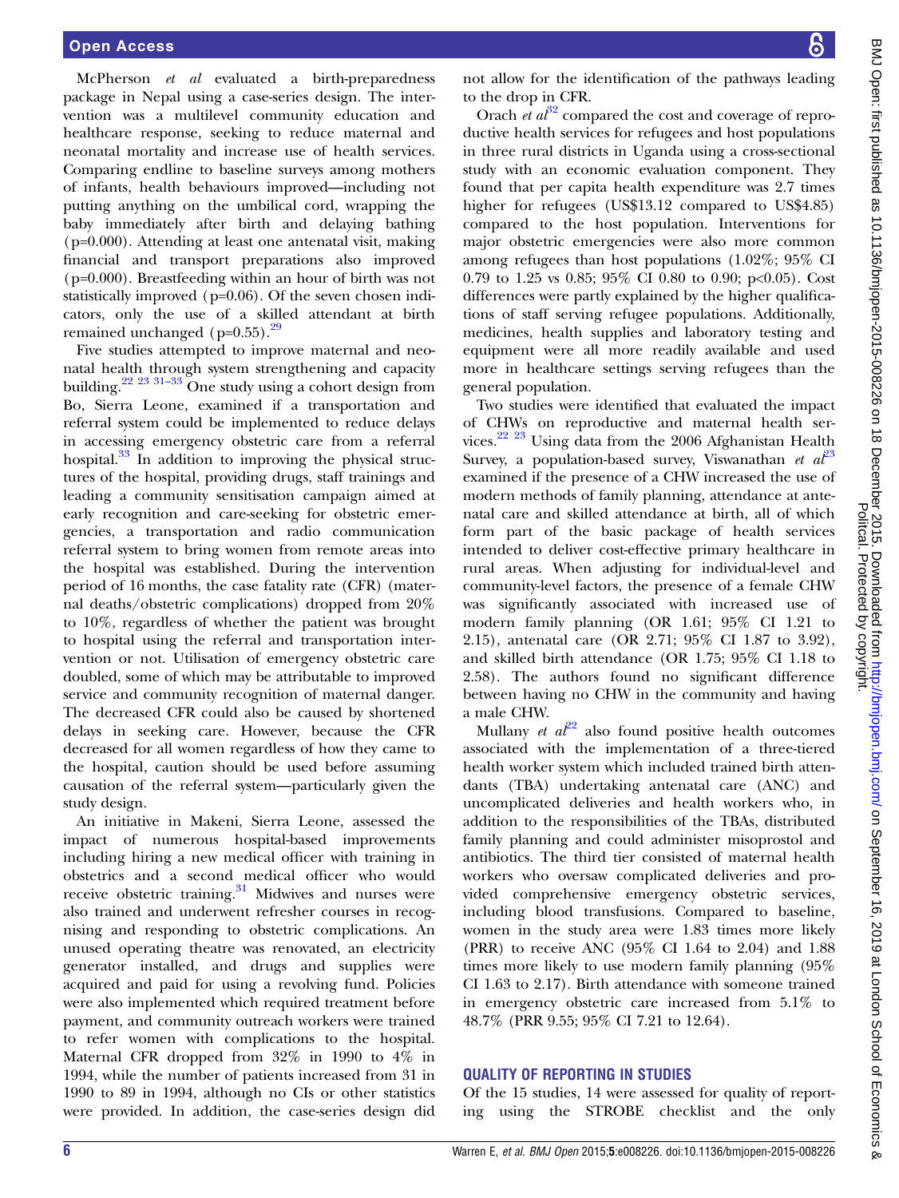McPherson *et al* evaluated a birth-preparedness package in Nepal using a case-series design. The intervention was a multilevel community education and healthcare response, seeking to reduce maternal and neonatal mortality and increase use of health services. Comparing endline to baseline surveys among mothers of infants, health behaviours improved—including not putting anything on the umbilical cord, wrapping the baby immediately after birth and delaying bathing (p=0.000). Attending at least one antenatal visit, making financial and transport preparations also improved (p=0.000). Breastfeeding within an hour of birth was not statistically improved (p=0.06). Of the seven chosen indicators, only the use of a skilled attendant at birth remained unchanged (p=0.55).[29]

Five studies attempted to improve maternal and neonatal health through system strengthening and capacity building.[22 23 31–33] One study using a cohort design from Bo, Sierra Leone, examined if a transportation and referral system could be implemented to reduce delays in accessing emergency obstetric care from a referral hospital.[33] In addition to improving the physical structures of the hospital, providing drugs, staff trainings and leading a community sensitisation campaign aimed at early recognition and care-seeking for obstetric emergencies, a transportation and radio communication referral system to bring women from remote areas into the hospital was established. During the intervention period of 16 months, the case fatality rate (CFR) (maternal deaths/obstetric complications) dropped from 20% to 10%, regardless of whether the patient was brought to hospital using the referral and transportation intervention or not. Utilisation of emergency obstetric care doubled, some of which may be attributable to improved service and community recognition of maternal danger. The decreased CFR could also be caused by shortened delays in seeking care. However, because the CFR decreased for all women regardless of how they came to the hospital, caution should be used before assuming causation of the referral system—particularly given the study design.

An initiative in Makeni, Sierra Leone, assessed the impact of numerous hospital-based improvements including hiring a new medical officer with training in obstetrics and a second medical officer who would receive obstetric training.[31] Midwives and nurses were also trained and underwent refresher courses in recognising and responding to obstetric complications. An unused operating theatre was renovated, an electricity generator installed, and drugs and supplies were acquired and paid for using a revolving fund. Policies were also implemented which required treatment before payment, and community outreach workers were trained to refer women with complications to the hospital. Maternal CFR dropped from 32% in 1990 to 4% in 1994, while the number of patients increased from 31 in 1990 to 89 in 1994, although no CIs or other statistics were provided. In addition, the case-series design did not allow for the identification of the pathways leading to the drop in CFR.

Orach *et al*[32] compared the cost and coverage of reproductive health services for refugees and host populations in three rural districts in Uganda using a cross-sectional study with an economic evaluation component. They found that per capita health expenditure was 2.7 times higher for refugees (US$13.12 compared to US$4.85) compared to the host population. Interventions for major obstetric emergencies were also more common among refugees than host populations (1.02%; 95% CI 0.79 to 1.25 vs 0.85; 95% CI 0.80 to 0.90; $p<0.05$). Cost differences were partly explained by the higher qualifications of staff serving refugee populations. Additionally, medicines, health supplies and laboratory testing and equipment were all more readily available and used more in healthcare settings serving refugees than the general population.

Two studies were identified that evaluated the impact of CHWs on reproductive and maternal health services.[22 23] Using data from the 2006 Afghanistan Health Survey, a population-based survey, Viswanathan *et al*[23] examined if the presence of a CHW increased the use of modern methods of family planning, attendance at antenatal care and skilled attendance at birth, all of which form part of the basic package of health services intended to deliver cost-effective primary healthcare in rural areas. When adjusting for individual-level and community-level factors, the presence of a female CHW was significantly associated with increased use of modern family planning (OR 1.61; 95% CI 1.21 to 2.15), antenatal care (OR 2.71; 95% CI 1.87 to 3.92), and skilled birth attendance (OR 1.75; 95% CI 1.18 to 2.58). The authors found no significant difference between having no CHW in the community and having a male CHW.

Mullany *et al*[22] also found positive health outcomes associated with the implementation of a three-tiered health worker system which included trained birth attendants (TBA) undertaking antenatal care (ANC) and uncomplicated deliveries and health workers who, in addition to the responsibilities of the TBAs, distributed family planning and could administer misoprostol and antibiotics. The third tier consisted of maternal health workers who oversaw complicated deliveries and provided comprehensive emergency obstetric services, including blood transfusions. Compared to baseline, women in the study area were 1.83 times more likely (PRR) to receive ANC (95% CI 1.64 to 2.04) and 1.88 times more likely to use modern family planning (95% CI 1.63 to 2.17). Birth attendance with someone trained in emergency obstetric care increased from 5.1% to 48.7% (PRR 9.55; 95% CI 7.21 to 12.64).

## QUALITY OF REPORTING IN STUDIES

Of the 15 studies, 14 were assessed for quality of reporting using the STROBE checklist and the only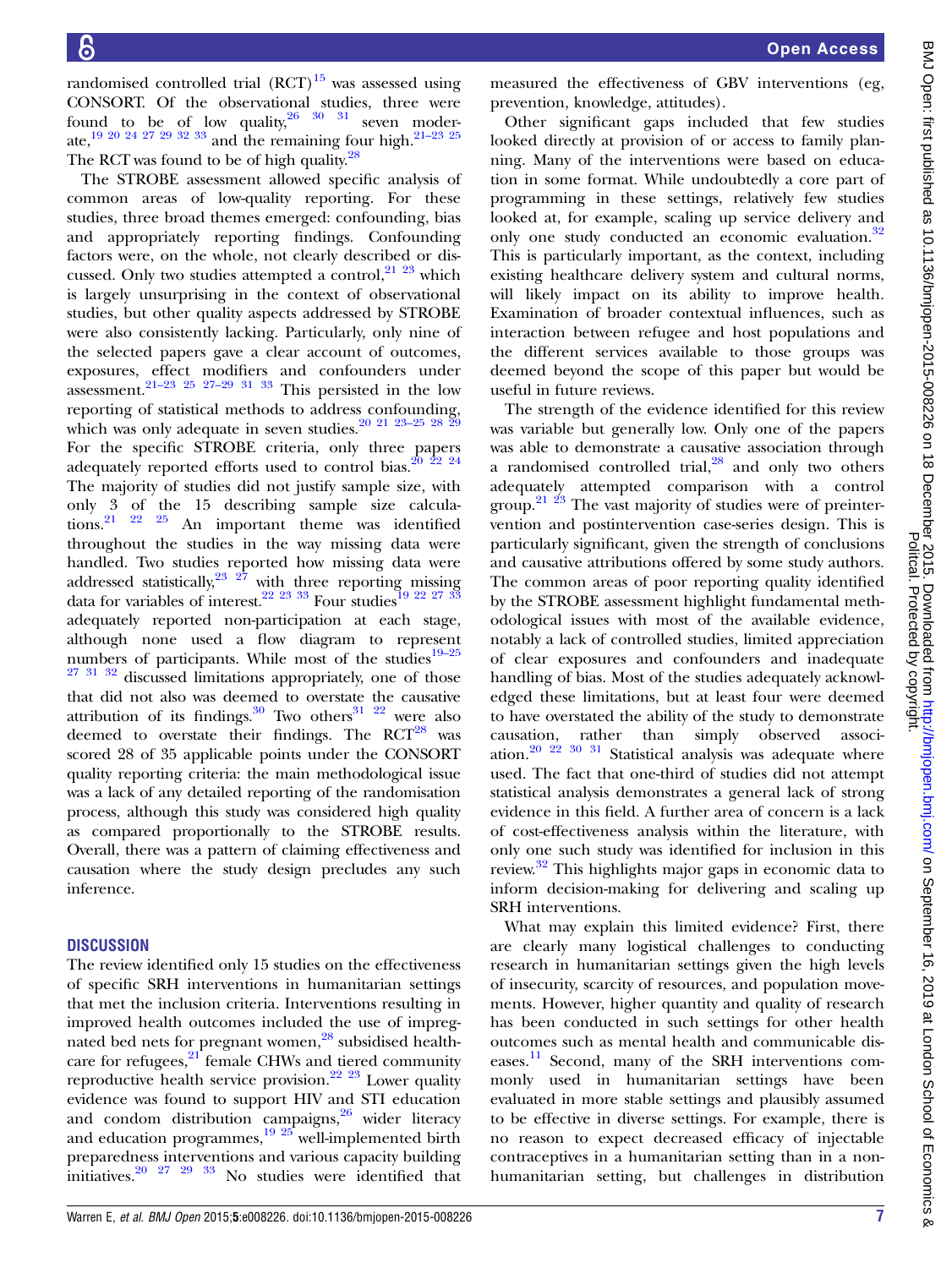randomised controlled trial (RCT)[15] was assessed using CONSORT. Of the observational studies, three were found to be of low quality,[26 30 31] seven moderate,[19 20 24 27 29 32 33] and the remaining four high.[21–23 25] The RCT was found to be of high quality.[28]

The STROBE assessment allowed specific analysis of common areas of low-quality reporting. For these studies, three broad themes emerged: confounding, bias and appropriately reporting findings. Confounding factors were, on the whole, not clearly described or discussed. Only two studies attempted a control,[21 23] which is largely unsurprising in the context of observational studies, but other quality aspects addressed by STROBE were also consistently lacking. Particularly, only nine of the selected papers gave a clear account of outcomes, exposures, effect modifiers and confounders under assessment.[21–23 25 27–29 31 33] This persisted in the low reporting of statistical methods to address confounding, which was only adequate in seven studies.[20 21 23–25 28 29] For the specific STROBE criteria, only three papers adequately reported efforts used to control bias.[20 22 24] The majority of studies did not justify sample size, with only 3 of the 15 describing sample size calculations.[21 22 25] An important theme was identified throughout the studies in the way missing data were handled. Two studies reported how missing data were addressed statistically,[23 27] with three reporting missing data for variables of interest.[22 23 33] Four studies[19 22 27 33] adequately reported non-participation at each stage, although none used a flow diagram to represent numbers of participants. While most of the studies[19–25 27 31 32] discussed limitations appropriately, one of those that did not also was deemed to overstate the causative attribution of its findings.[30] Two others[31 22] were also deemed to overstate their findings. The RCT[28] was scored 28 of 35 applicable points under the CONSORT quality reporting criteria: the main methodological issue was a lack of any detailed reporting of the randomisation process, although this study was considered high quality as compared proportionally to the STROBE results. Overall, there was a pattern of claiming effectiveness and causation where the study design precludes any such inference.

## DISCUSSION

The review identified only 15 studies on the effectiveness of specific SRH interventions in humanitarian settings that met the inclusion criteria. Interventions resulting in improved health outcomes included the use of impregnated bed nets for pregnant women,[28] subsidised healthcare for refugees,[21] female CHWs and tiered community reproductive health service provision.[22 23] Lower quality evidence was found to support HIV and STI education and condom distribution campaigns,[26] wider literacy and education programmes,[19 25] well-implemented birth preparedness interventions and various capacity building initiatives.[20 27 29 33] No studies were identified that measured the effectiveness of GBV interventions (eg, prevention, knowledge, attitudes).

Other significant gaps included that few studies looked directly at provision of or access to family planning. Many of the interventions were based on education in some format. While undoubtedly a core part of programming in these settings, relatively few studies looked at, for example, scaling up service delivery and only one study conducted an economic evaluation.[32] This is particularly important, as the context, including existing healthcare delivery system and cultural norms, will likely impact on its ability to improve health. Examination of broader contextual influences, such as interaction between refugee and host populations and the different services available to those groups was deemed beyond the scope of this paper but would be useful in future reviews.

The strength of the evidence identified for this review was variable but generally low. Only one of the papers was able to demonstrate a causative association through a randomised controlled trial,[28] and only two others adequately attempted comparison with a control group.[21 23] The vast majority of studies were of preintervention and postintervention case-series design. This is particularly significant, given the strength of conclusions and causative attributions offered by some study authors. The common areas of poor reporting quality identified by the STROBE assessment highlight fundamental methodological issues with most of the available evidence, notably a lack of controlled studies, limited appreciation of clear exposures and confounders and inadequate handling of bias. Most of the studies adequately acknowledged these limitations, but at least four were deemed to have overstated the ability of the study to demonstrate causation, rather than simply observed association.[20 22 30 31] Statistical analysis was adequate where used. The fact that one-third of studies did not attempt statistical analysis demonstrates a general lack of strong evidence in this field. A further area of concern is a lack of cost-effectiveness analysis within the literature, with only one such study was identified for inclusion in this review.[32] This highlights major gaps in economic data to inform decision-making for delivering and scaling up SRH interventions.

What may explain this limited evidence? First, there are clearly many logistical challenges to conducting research in humanitarian settings given the high levels of insecurity, scarcity of resources, and population movements. However, higher quantity and quality of research has been conducted in such settings for other health outcomes such as mental health and communicable diseases.[11] Second, many of the SRH interventions commonly used in humanitarian settings have been evaluated in more stable settings and plausibly assumed to be effective in diverse settings. For example, there is no reason to expect decreased efficacy of injectable contraceptives in a humanitarian setting than in a non-humanitarian setting, but challenges in distribution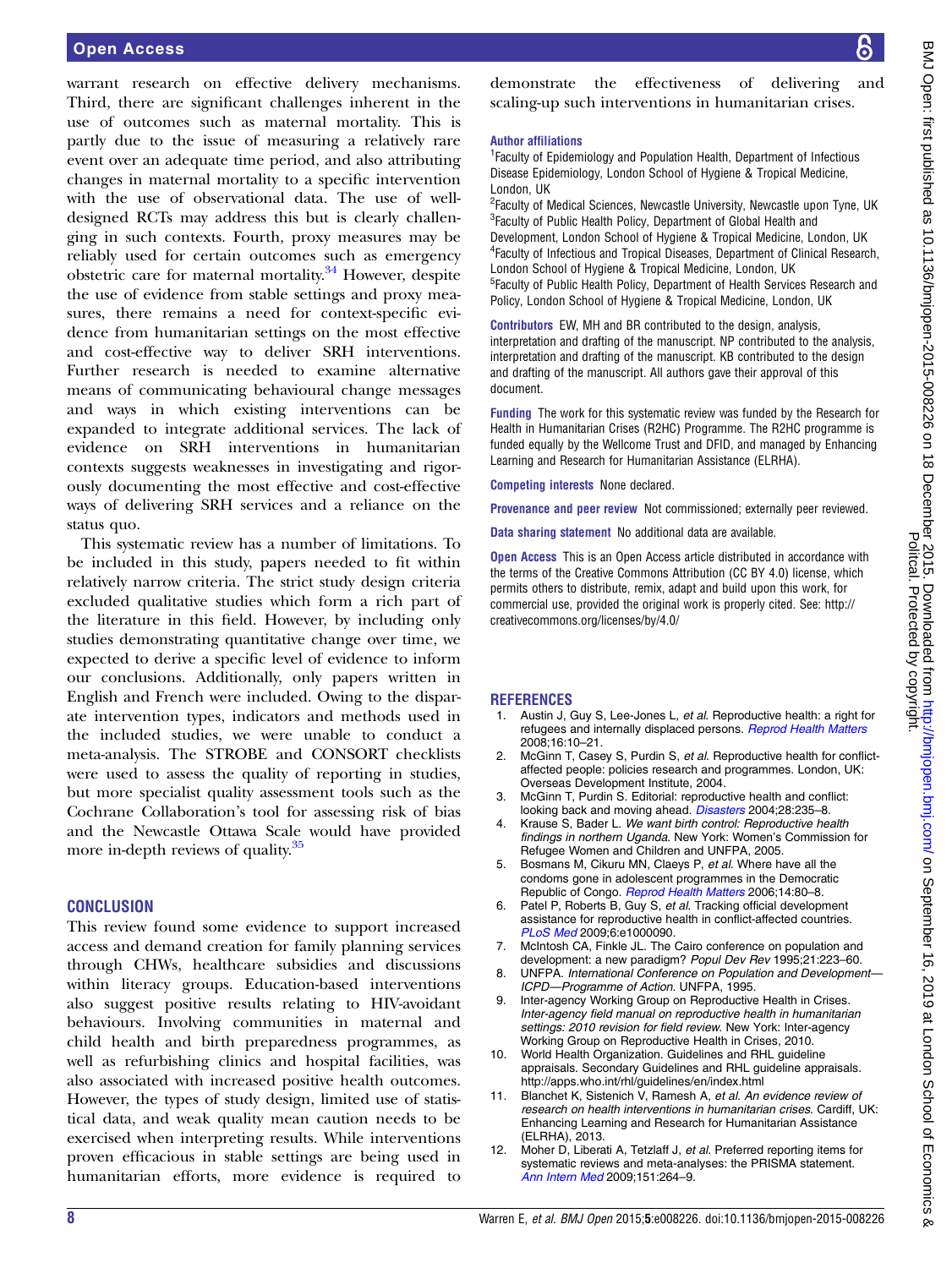warrant research on effective delivery mechanisms. Third, there are significant challenges inherent in the use of outcomes such as maternal mortality. This is partly due to the issue of measuring a relatively rare event over an adequate time period, and also attributing changes in maternal mortality to a specific intervention with the use of observational data. The use of well-designed RCTs may address this but is clearly challenging in such contexts. Fourth, proxy measures may be reliably used for certain outcomes such as emergency obstetric care for maternal mortality.[34] However, despite the use of evidence from stable settings and proxy measures, there remains a need for context-specific evidence from humanitarian settings on the most effective and cost-effective way to deliver SRH interventions. Further research is needed to examine alternative means of communicating behavioural change messages and ways in which existing interventions can be expanded to integrate additional services. The lack of evidence on SRH interventions in humanitarian contexts suggests weaknesses in investigating and rigorously documenting the most effective and cost-effective ways of delivering SRH services and a reliance on the status quo.

This systematic review has a number of limitations. To be included in this study, papers needed to fit within relatively narrow criteria. The strict study design criteria excluded qualitative studies which form a rich part of the literature in this field. However, by including only studies demonstrating quantitative change over time, we expected to derive a specific level of evidence to inform our conclusions. Additionally, only papers written in English and French were included. Owing to the disparate intervention types, indicators and methods used in the included studies, we were unable to conduct a meta-analysis. The STROBE and CONSORT checklists were used to assess the quality of reporting in studies, but more specialist quality assessment tools such as the Cochrane Collaboration's tool for assessing risk of bias and the Newcastle Ottawa Scale would have provided more in-depth reviews of quality.[35]

## CONCLUSION

This review found some evidence to support increased access and demand creation for family planning services through CHWs, healthcare subsidies and discussions within literacy groups. Education-based interventions also suggest positive results relating to HIV-avoidant behaviours. Involving communities in maternal and child health and birth preparedness programmes, as well as refurbishing clinics and hospital facilities, was also associated with increased positive health outcomes. However, the types of study design, limited use of statistical data, and weak quality mean caution needs to be exercised when interpreting results. While interventions proven efficacious in stable settings are being used in humanitarian efforts, more evidence is required to demonstrate the effectiveness of delivering and scaling-up such interventions in humanitarian crises.

**Author affiliations**
[1]Faculty of Epidemiology and Population Health, Department of Infectious Disease Epidemiology, London School of Hygiene & Tropical Medicine, London, UK
[2]Faculty of Medical Sciences, Newcastle University, Newcastle upon Tyne, UK
[3]Faculty of Public Health Policy, Department of Global Health and Development, London School of Hygiene & Tropical Medicine, London, UK
[4]Faculty of Infectious and Tropical Diseases, Department of Clinical Research, London School of Hygiene & Tropical Medicine, London, UK
[5]Faculty of Public Health Policy, Department of Health Services Research and Policy, London School of Hygiene & Tropical Medicine, London, UK

**Contributors** EW, MH and BR contributed to the design, analysis, interpretation and drafting of the manuscript. NP contributed to the analysis, interpretation and drafting of the manuscript. KB contributed to the design and drafting of the manuscript. All authors gave their approval of this document.

**Funding** The work for this systematic review was funded by the Research for Health in Humanitarian Crises (R2HC) Programme. The R2HC programme is funded equally by the Wellcome Trust and DFID, and managed by Enhancing Learning and Research for Humanitarian Assistance (ELRHA).

**Competing interests** None declared.

**Provenance and peer review** Not commissioned; externally peer reviewed.

**Data sharing statement** No additional data are available.

**Open Access** This is an Open Access article distributed in accordance with the terms of the Creative Commons Attribution (CC BY 4.0) license, which permits others to distribute, remix, adapt and build upon this work, for commercial use, provided the original work is properly cited. See: http://creativecommons.org/licenses/by/4.0/

## REFERENCES

1. Austin J, Guy S, Lee-Jones L, *et al.* Reproductive health: a right for refugees and internally displaced persons. *Reprod Health Matters* 2008;16:10–21.
2. McGinn T, Casey S, Purdin S, *et al.* Reproductive health for conflict-affected people: policies research and programmes. London, UK: Overseas Development Institute, 2004.
3. McGinn T, Purdin S. Editorial: reproductive health and conflict: looking back and moving ahead. *Disasters* 2004;28:235–8.
4. Krause S, Bader L. *We want birth control: Reproductive health findings in northern Uganda.* New York: Women's Commission for Refugee Women and Children and UNFPA, 2005.
5. Bosmans M, Cikuru MN, Claeys P, *et al.* Where have all the condoms gone in adolescent programmes in the Democratic Republic of Congo. *Reprod Health Matters* 2006;14:80–8.
6. Patel P, Roberts B, Guy S, *et al.* Tracking official development assistance for reproductive health in conflict-affected countries. *PLoS Med* 2009;6:e1000090.
7. McIntosh CA, Finkle JL. The Cairo conference on population and development: a new paradigm? *Popul Dev Rev* 1995;21:223–60.
8. UNFPA. *International Conference on Population and Development—ICPD—Programme of Action.* UNFPA, 1995.
9. Inter-agency Working Group on Reproductive Health in Crises. *Inter-agency field manual on reproductive health in humanitarian settings: 2010 revision for field review.* New York: Inter-agency Working Group on Reproductive Health in Crises, 2010.
10. World Health Organization. Guidelines and RHL guideline appraisals. Secondary Guidelines and RHL guideline appraisals. http://apps.who.int/rhl/guidelines/en/index.html
11. Blanchet K, Sistenich V, Ramesh A, *et al. An evidence review of research on health interventions in humanitarian crises.* Cardiff, UK: Enhancing Learning and Research for Humanitarian Assistance (ELRHA), 2013.
12. Moher D, Liberati A, Tetzlaff J, *et al.* Preferred reporting items for systematic reviews and meta-analyses: the PRISMA statement. *Ann Intern Med* 2009;151:264–9.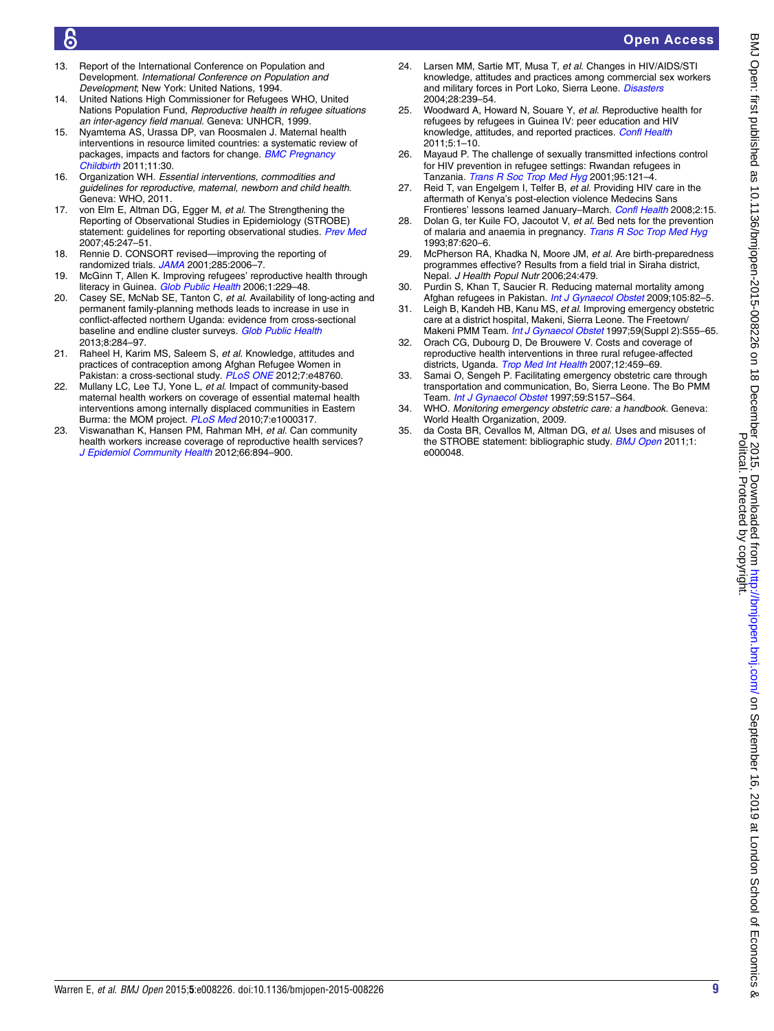13. Report of the International Conference on Population and Development. *International Conference on Population and Development*; New York: United Nations, 1994.
14. United Nations High Commissioner for Refugees WHO, United Nations Population Fund, *Reproductive health in refugee situations an inter-agency field manual*. Geneva: UNHCR, 1999.
15. Nyamtema AS, Urassa DP, van Roosmalen J. Maternal health interventions in resource limited countries: a systematic review of packages, impacts and factors for change. *BMC Pregnancy Childbirth* 2011;11:30.
16. Organization WH. *Essential interventions, commodities and guidelines for reproductive, maternal, newborn and child health*. Geneva: WHO, 2011.
17. von Elm E, Altman DG, Egger M, *et al*. The Strengthening the Reporting of Observational Studies in Epidemiology (STROBE) statement: guidelines for reporting observational studies. *Prev Med* 2007;45:247–51.
18. Rennie D. CONSORT revised—improving the reporting of randomized trials. *JAMA* 2001;285:2006–7.
19. McGinn T, Allen K. Improving refugees' reproductive health through literacy in Guinea. *Glob Public Health* 2006;1:229–48.
20. Casey SE, McNab SE, Tanton C, *et al*. Availability of long-acting and permanent family-planning methods leads to increase in use in conflict-affected northern Uganda: evidence from cross-sectional baseline and endline cluster surveys. *Glob Public Health* 2013;8:284–97.
21. Raheel H, Karim MS, Saleem S, *et al*. Knowledge, attitudes and practices of contraception among Afghan Refugee Women in Pakistan: a cross-sectional study. *PLoS ONE* 2012;7:e48760.
22. Mullany LC, Lee TJ, Yone L, *et al*. Impact of community-based maternal health workers on coverage of essential maternal health interventions among internally displaced communities in Eastern Burma: the MOM project. *PLoS Med* 2010;7:e1000317.
23. Viswanathan K, Hansen PM, Rahman MH, *et al*. Can community health workers increase coverage of reproductive health services? *J Epidemiol Community Health* 2012;66:894–900.
24. Larsen MM, Sartie MT, Musa T, *et al*. Changes in HIV/AIDS/STI knowledge, attitudes and practices among commercial sex workers and military forces in Port Loko, Sierra Leone. *Disasters* 2004;28:239–54.
25. Woodward A, Howard N, Souare Y, *et al*. Reproductive health for refugees by refugees in Guinea IV: peer education and HIV knowledge, attitudes, and reported practices. *Confl Health* 2011;5:1–10.
26. Mayaud P. The challenge of sexually transmitted infections control for HIV prevention in refugee settings: Rwandan refugees in Tanzania. *Trans R Soc Trop Med Hyg* 2001;95:121–4.
27. Reid T, van Engelgem I, Telfer B, *et al*. Providing HIV care in the aftermath of Kenya's post-election violence Medecins Sans Frontieres' lessons learned January–March. *Confl Health* 2008;2:15.
28. Dolan G, ter Kuile FO, Jacoutot V, *et al*. Bed nets for the prevention of malaria and anaemia in pregnancy. *Trans R Soc Trop Med Hyg* 1993;87:620–6.
29. McPherson RA, Khadka N, Moore JM, *et al*. Are birth-preparedness programmes effective? Results from a field trial in Siraha district, Nepal. *J Health Popul Nutr* 2006;24:479.
30. Purdin S, Khan T, Saucier R. Reducing maternal mortality among Afghan refugees in Pakistan. *Int J Gynaecol Obstet* 2009;105:82–5.
31. Leigh B, Kandeh HB, Kanu MS, *et al*. Improving emergency obstetric care at a district hospital, Makeni, Sierra Leone. The Freetown/Makeni PMM Team. *Int J Gynaecol Obstet* 1997;59(Suppl 2):S55–65.
32. Orach CG, Dubourg D, De Brouwere V. Costs and coverage of reproductive health interventions in three rural refugee-affected districts, Uganda. *Trop Med Int Health* 2007;12:459–69.
33. Samai O, Sengeh P. Facilitating emergency obstetric care through transportation and communication, Bo, Sierra Leone. The Bo PMM Team. *Int J Gynaecol Obstet* 1997;59:S157–S64.
34. WHO. *Monitoring emergency obstetric care: a handbook*. Geneva: World Health Organization, 2009.
35. da Costa BR, Cevallos M, Altman DG, *et al*. Uses and misuses of the STROBE statement: bibliographic study. *BMJ Open* 2011;1:e000048.